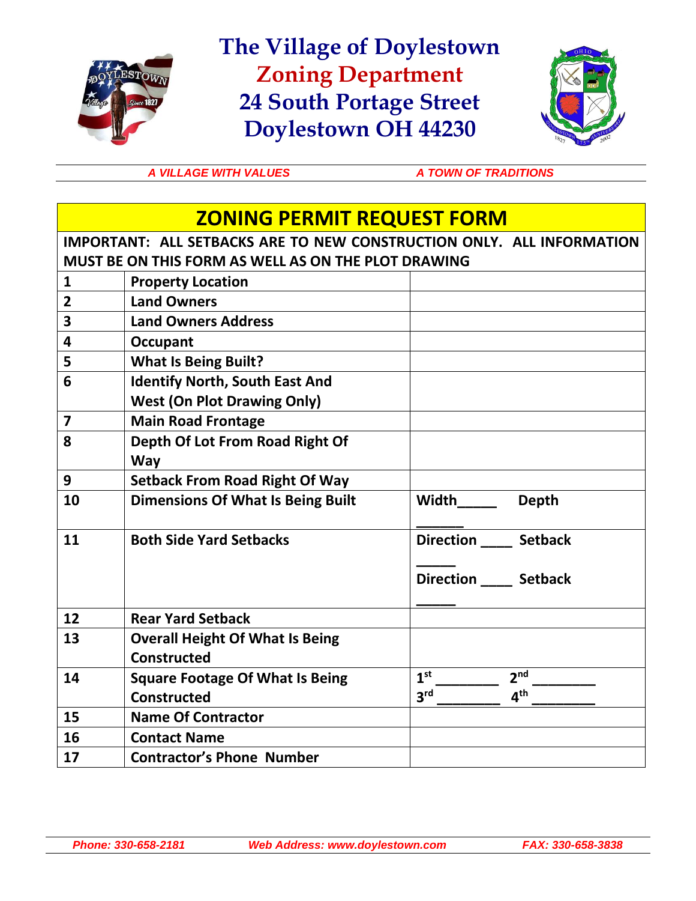# The Village of Doylestown

## Zoning Department

## 24 South Portage Street

## Doylestown OH 44230

*A VILLAGE WITH VALUES* *A TOWN OF TRADITIONS*

## ZONING PERMIT REQUEST FORM

**IMPORTANT: ALL SETBACKS ARE TO NEW CONSTRUCTION ONLY. ALL INFORMATION MUST BE ON THIS FORM AS WELL AS ON THE PLOT DRAWING**

| | | |
|---|---|---|
| **1** | **Property Location** | |
| **2** | **Land Owners** | |
| **3** | **Land Owners Address** | |
| **4** | **Occupant** | |
| **5** | **What Is Being Built?** | |
| **6** | **Identify North, South East And West (On Plot Drawing Only)** | |
| **7** | **Main Road Frontage** | |
| **8** | **Depth Of Lot From Road Right Of Way** | |
| **9** | **Setback From Road Right Of Way** | |
| **10** | **Dimensions Of What Is Being Built** | **Width_____ Depth ______** |
| **11** | **Both Side Yard Setbacks** | **Direction ____ Setback _____**<br>**Direction ____ Setback _____** |
| **12** | **Rear Yard Setback** | |
| **13** | **Overall Height Of What Is Being Constructed** | |
| **14** | **Square Footage Of What Is Being Constructed** | **1st ________ 2nd ________**<br>**3rd ________ 4th ________** |
| **15** | **Name Of Contractor** | |
| **16** | **Contact Name** | |
| **17** | **Contractor's Phone Number** | |

*Phone: 330-658-2181* *Web Address: www.doylestown.com* *FAX: 330-658-3838*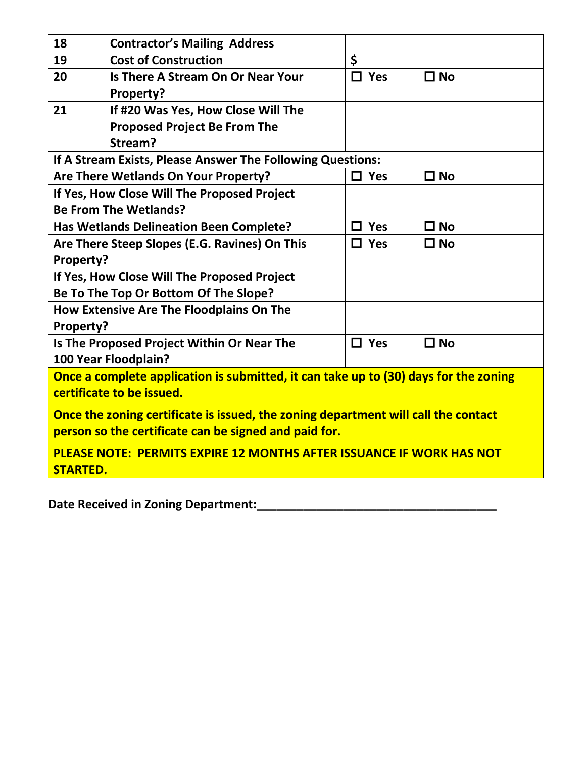| | | |
|---|---|---|
| **18** | **Contractor's Mailing Address** | |
| **19** | **Cost of Construction** | **$** |
| **20** | **Is There A Stream On Or Near Your Property?** | **☐ Yes ☐ No** |
| **21** | **If #20 Was Yes, How Close Will The Proposed Project Be From The Stream?** | |
| **If A Stream Exists, Please Answer The Following Questions:** | | |
| **Are There Wetlands On Your Property?** | | **☐ Yes ☐ No** |
| **If Yes, How Close Will The Proposed Project Be From The Wetlands?** | | |
| **Has Wetlands Delineation Been Complete?** | | **☐ Yes ☐ No** |
| **Are There Steep Slopes (E.G. Ravines) On This Property?** | | **☐ Yes ☐ No** |
| **If Yes, How Close Will The Proposed Project Be To The Top Or Bottom Of The Slope?** | | |
| **How Extensive Are The Floodplains On The Property?** | | |
| **Is The Proposed Project Within Or Near The 100 Year Floodplain?** | | **☐ Yes ☐ No** |

**Once a complete application is submitted, it can take up to (30) days for the zoning certificate to be issued.**

**Once the zoning certificate is issued, the zoning department will call the contact person so the certificate can be signed and paid for.**

**PLEASE NOTE: PERMITS EXPIRE 12 MONTHS AFTER ISSUANCE IF WORK HAS NOT STARTED.**

**Date Received in Zoning Department:_____________________________________**